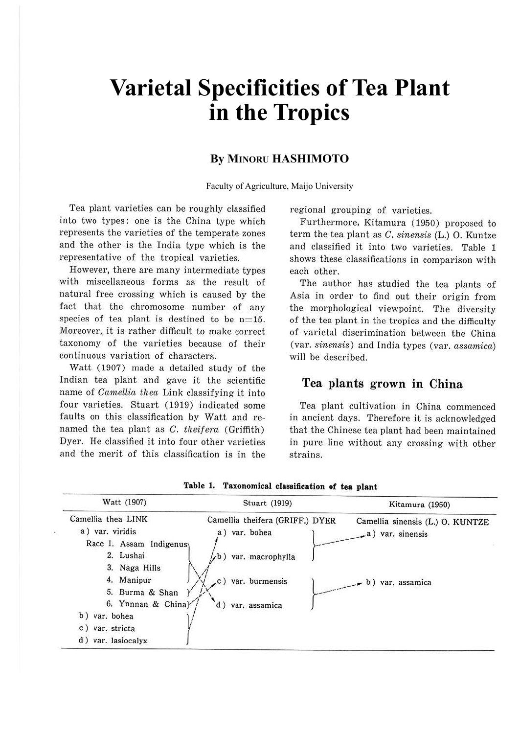# Varietal Specificities of Tea Plant in the Tropics

### By Minoru HASHIMOTO

Faculty of Agriculture, Maijo University

Tea plant varieties can be roughly classified into two types: one is the China type which represents the varieties of the temperate zones and the other is the India type which is the representative of the tropical varieties.

However, there are many intermediate types with miscellaneous forms as the result of natural free crossing which is caused by the fact that the chromosome number of any species of tea plant is destined to be n=15. Moreover, it is rather difficult to make correct taxonomy of the varieties because of their continuous variation of characters.

Watt (1907) made a detailed study of the Indian tea plant and gave it the scientific name of *Camellia thea* Link classifying it into four varieties. Stuart (1919) indicated some faults on this classification by Watt and renamed the tea plant as *C. theifera* (Griffith) Dyer. He classified it into four other varieties and the merit of this classification is in the regional grouping of varieties.

Furthermore, Kitamura (1950) proposed to term the tea plant as *C. sinensis* (L.) O. Kuntze and classified it into two varieties. Table 1 shows these classifications in comparison with each other.

The author has studied the tea plants of Asia in order to find out their origin from the morphological viewpoint. The diversity of the tea plant in the tropics and the difficulty of varietal discrimination between the China (var. *sinensis*) and India types (var. *assamica*) will be described.

## Tea plants grown in China

Tea plant cultivation in China commenced in ancient days. Therefore it is acknowledged that the Chinese tea plant had been maintained in pure line without any crossing with other strains.

**Table 1. Taxonomical classification of tea plant**

| Watt (1907) | Stuart (1919) | Kitamura (1950) |
|---|---|---|
| Camellia thea LINK | Camellia theifera (GRIFF.) DYER | Camellia sinensis (L.) O. KUNTZE |
| a) var. viridis | a) var. bohea | a) var. sinensis |
| Race 1. Assam Indigenus | | |
| 2. Lushai | b) var. macrophylla | |
| 3. Naga Hills | | |
| 4. Manipur | c) var. burmensis | b) var. assamica |
| 5. Burma & Shan | | |
| 6. Ynnnan & China | d) var. assamica | |
| b) var. bohea | | |
| c) var. stricta | | |
| d) var. lasiocalyx | | |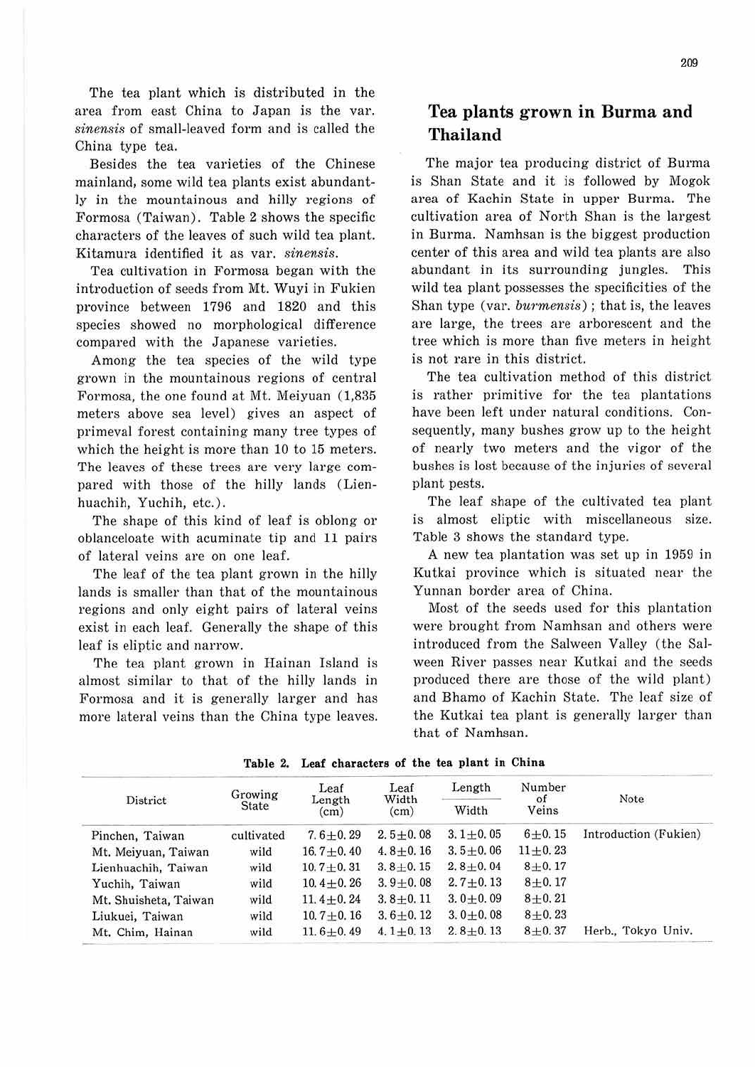The tea plant which is distributed in the area from east China to Japan is the var. *sinensis* of small-leaved form and is called the China type tea.

Besides the tea varieties of the Chinese mainland, some wild tea plants exist abundantly in the mountainous and hilly regions of Formosa (Taiwan). Table 2 shows the specific characters of the leaves of such wild tea plant. Kitamura identified it as var. *sinensis*.

Tea cultivation in Formosa began with the introduction of seeds from Mt. Wuyi in Fukien province between 1796 and 1820 and this species showed no morphological difference compared with the Japanese varieties.

Among the tea species of the wild type grown in the mountainous regions of central Formosa, the one found at Mt. Meiyuan (1,835 meters above sea level) gives an aspect of primeval forest containing many tree types of which the height is more than 10 to 15 meters. The leaves of these trees are very large compared with those of the hilly lands (Lienhuachih, Yuchih, etc.).

The shape of this kind of leaf is oblong or oblanceloate with acuminate tip and 11 pairs of lateral veins are on one leaf.

The leaf of the tea plant grown in the hilly lands is smaller than that of the mountainous regions and only eight pairs of lateral veins exist in each leaf. Generally the shape of this leaf is eliptic and narrow.

The tea plant grown in Hainan Island is almost similar to that of the hilly lands in Formosa and it is generally larger and has more lateral veins than the China type leaves.

## Tea plants grown in Burma and Thailand

The major tea producing district of Burma is Shan State and it is followed by Mogok area of Kachin State in upper Burma. The cultivation area of North Shan is the largest in Burma. Namhsan is the biggest production center of this area and wild tea plants are also abundant in its surrounding jungles. This wild tea plant possesses the specificities of the Shan type (var. *burmensis*); that is, the leaves are large, the trees are arborescent and the tree which is more than five meters in height is not rare in this district.

The tea cultivation method of this district is rather primitive for the tea plantations have been left under natural conditions. Consequently, many bushes grow up to the height of nearly two meters and the vigor of the bushes is lost because of the injuries of several plant pests.

The leaf shape of the cultivated tea plant is almost eliptic with miscellaneous size. Table 3 shows the standard type.

A new tea plantation was set up in 1959 in Kutkai province which is situated near the Yunnan border area of China.

Most of the seeds used for this plantation were brought from Namhsan and others were introduced from the Salween Valley (the Salween River passes near Kutkai and the seeds produced there are those of the wild plant) and Bhamo of Kachin State. The leaf size of the Kutkai tea plant is generally larger than that of Namhsan.

**Table 2. Leaf characters of the tea plant in China**

| District | Growing State | Leaf Length (cm) | Leaf Width (cm) | Length / Width | Number of Veins | Note |
|---|---|---|---|---|---|---|
| Pinchen, Taiwan | cultivated | 7.6±0.29 | 2.5±0.08 | 3.1±0.05 | 6±0.15 | Introduction (Fukien) |
| Mt. Meiyuan, Taiwan | wild | 16.7±0.40 | 4.8±0.16 | 3.5±0.06 | 11±0.23 | |
| Lienhuachih, Taiwan | wild | 10.7±0.31 | 3.8±0.15 | 2.8±0.04 | 8±0.17 | |
| Yuchih, Taiwan | wild | 10.4±0.26 | 3.9±0.08 | 2.7±0.13 | 8±0.17 | |
| Mt. Shuisheta, Taiwan | wild | 11.4±0.24 | 3.8±0.11 | 3.0±0.09 | 8±0.21 | |
| Liukuei, Taiwan | wild | 10.7±0.16 | 3.6±0.12 | 3.0±0.08 | 8±0.23 | |
| Mt. Chim, Hainan | wild | 11.6±0.49 | 4.1±0.13 | 2.8±0.13 | 8±0.37 | Herb., Tokyo Univ. |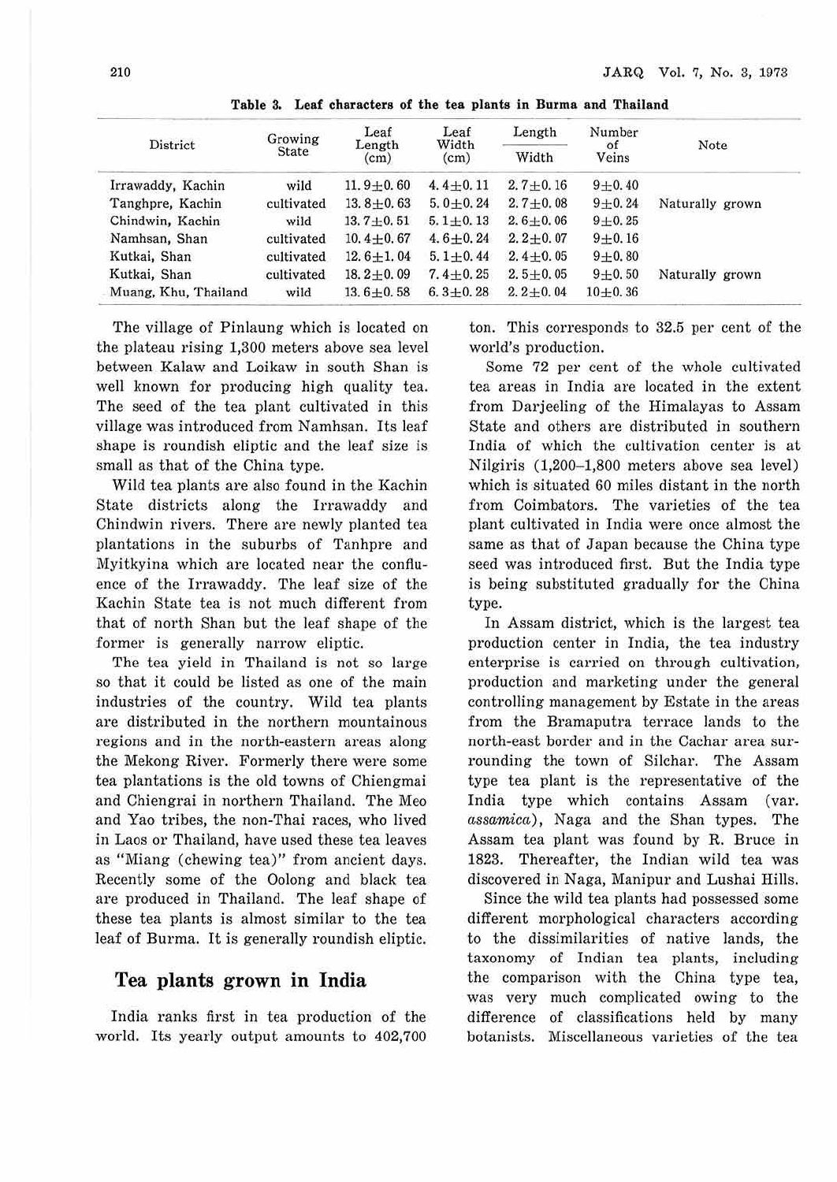Table 3. Leaf characters of the tea plants in Burma and Thailand

| District | Growing State | Leaf Length (cm) | Leaf Width (cm) | Length / Width | Number of Veins | Note |
|---|---|---|---|---|---|---|
| Irrawaddy, Kachin | wild | 11.9±0.60 | 4.4±0.11 | 2.7±0.16 | 9±0.40 | |
| Tanghpre, Kachin | cultivated | 13.8±0.63 | 5.0±0.24 | 2.7±0.08 | 9±0.24 | Naturally grown |
| Chindwin, Kachin | wild | 13.7±0.51 | 5.1±0.13 | 2.6±0.06 | 9±0.25 | |
| Namhsan, Shan | cultivated | 10.4±0.67 | 4.6±0.24 | 2.2±0.07 | 9±0.16 | |
| Kutkai, Shan | cultivated | 12.6±1.04 | 5.1±0.44 | 2.4±0.05 | 9±0.80 | |
| Kutkai, Shan | cultivated | 18.2±0.09 | 7.4±0.25 | 2.5±0.05 | 9±0.50 | Naturally grown |
| Muang, Khu, Thailand | wild | 13.6±0.58 | 6.3±0.28 | 2.2±0.04 | 10±0.36 | |

The village of Pinlaung which is located on the plateau rising 1,300 meters above sea level between Kalaw and Loikaw in south Shan is well known for producing high quality tea. The seed of the tea plant cultivated in this village was introduced from Namhsan. Its leaf shape is roundish eliptic and the leaf size is small as that of the China type.

Wild tea plants are also found in the Kachin State districts along the Irrawaddy and Chindwin rivers. There are newly planted tea plantations in the suburbs of Tanhpre and Myitkyina which are located near the confluence of the Irrawaddy. The leaf size of the Kachin State tea is not much different from that of north Shan but the leaf shape of the former is generally narrow eliptic.

The tea yield in Thailand is not so large so that it could be listed as one of the main industries of the country. Wild tea plants are distributed in the northern mountainous regions and in the north-eastern areas along the Mekong River. Formerly there were some tea plantations is the old towns of Chiengmai and Chiengrai in northern Thailand. The Meo and Yao tribes, the non-Thai races, who lived in Laos or Thailand, have used these tea leaves as "Miang (chewing tea)" from ancient days. Recently some of the Oolong and black tea are produced in Thailand. The leaf shape of these tea plants is almost similar to the tea leaf of Burma. It is generally roundish eliptic.

## Tea plants grown in India

India ranks first in tea production of the world. Its yearly output amounts to 402,700 ton. This corresponds to 32.5 per cent of the world's production.

Some 72 per cent of the whole cultivated tea areas in India are located in the extent from Darjeeling of the Himalayas to Assam State and others are distributed in southern India of which the cultivation center is at Nilgiris (1,200–1,800 meters above sea level) which is situated 60 miles distant in the north from Coimbators. The varieties of the tea plant cultivated in India were once almost the same as that of Japan because the China type seed was introduced first. But the India type is being substituted gradually for the China type.

In Assam district, which is the largest tea production center in India, the tea industry enterprise is carried on through cultivation, production and marketing under the general controlling management by Estate in the areas from the Bramaputra terrace lands to the north-east border and in the Cachar area surrounding the town of Silchar. The Assam type tea plant is the representative of the India type which contains Assam (var. *assamica*), Naga and the Shan types. The Assam tea plant was found by R. Bruce in 1823. Thereafter, the Indian wild tea was discovered in Naga, Manipur and Lushai Hills.

Since the wild tea plants had possessed some different morphological characters according to the dissimilarities of native lands, the taxonomy of Indian tea plants, including the comparison with the China type tea, was very much complicated owing to the difference of classifications held by many botanists. Miscellaneous varieties of the tea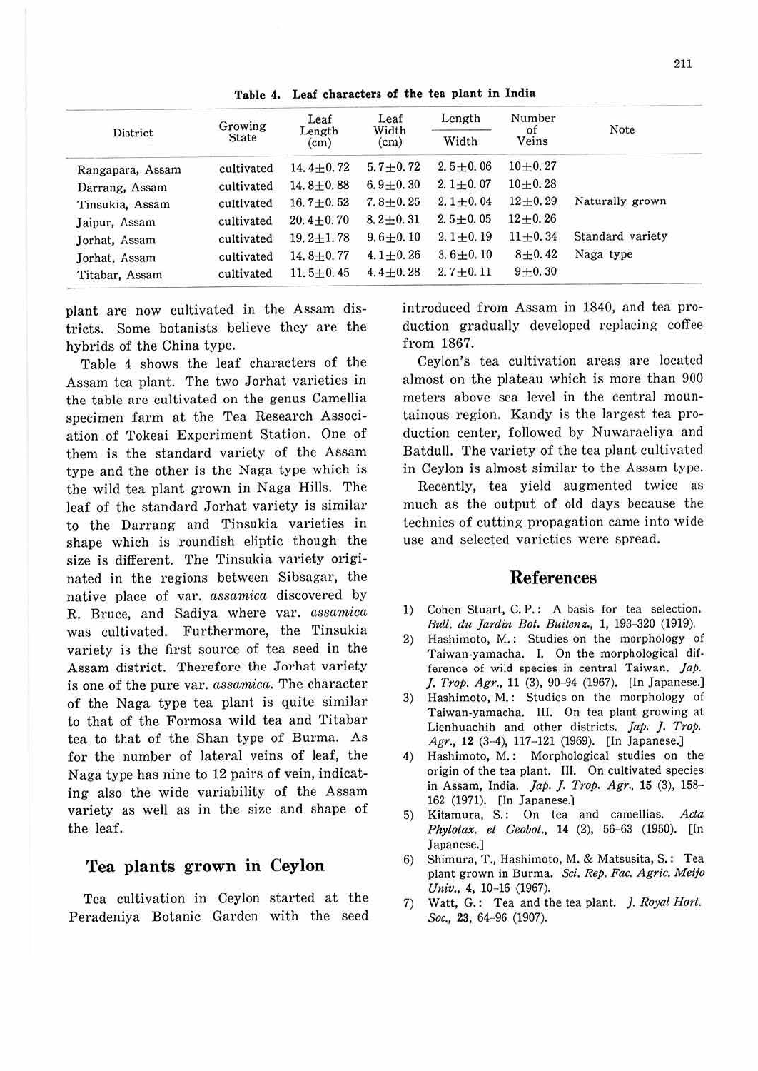Table 4. Leaf characters of the tea plant in India

| District | Growing State | Leaf Length (cm) | Leaf Width (cm) | Length / Width | Number of Veins | Note |
|---|---|---|---|---|---|---|
| Rangapara, Assam | cultivated | 14.4±0.72 | 5.7±0.72 | 2.5±0.06 | 10±0.27 | |
| Darrang, Assam | cultivated | 14.8±0.88 | 6.9±0.30 | 2.1±0.07 | 10±0.28 | |
| Tinsukia, Assam | cultivated | 16.7±0.52 | 7.8±0.25 | 2.1±0.04 | 12±0.29 | Naturally grown |
| Jaipur, Assam | cultivated | 20.4±0.70 | 8.2±0.31 | 2.5±0.05 | 12±0.26 | |
| Jorhat, Assam | cultivated | 19.2±1.78 | 9.6±0.10 | 2.1±0.19 | 11±0.34 | Standard variety |
| Jorhat, Assam | cultivated | 14.8±0.77 | 4.1±0.26 | 3.6±0.10 | 8±0.42 | Naga type |
| Titabar, Assam | cultivated | 11.5±0.45 | 4.4±0.28 | 2.7±0.11 | 9±0.30 | |

plant are now cultivated in the Assam districts. Some botanists believe they are the hybrids of the China type.

Table 4 shows the leaf characters of the Assam tea plant. The two Jorhat varieties in the table are cultivated on the genus Camellia specimen farm at the Tea Research Association of Tokeai Experiment Station. One of them is the standard variety of the Assam type and the other is the Naga type which is the wild tea plant grown in Naga Hills. The leaf of the standard Jorhat variety is similar to the Darrang and Tinsukia varieties in shape which is roundish eliptic though the size is different. The Tinsukia variety originated in the regions between Sibsagar, the native place of var. *assamica* discovered by R. Bruce, and Sadiya where var. *assamica* was cultivated. Furthermore, the Tinsukia variety is the first source of tea seed in the Assam district. Therefore the Jorhat variety is one of the pure var. *assamica*. The character of the Naga type tea plant is quite similar to that of the Formosa wild tea and Titabar tea to that of the Shan type of Burma. As for the number of lateral veins of leaf, the Naga type has nine to 12 pairs of vein, indicating also the wide variability of the Assam variety as well as in the size and shape of the leaf.

## Tea plants grown in Ceylon

Tea cultivation in Ceylon started at the Peradeniya Botanic Garden with the seed introduced from Assam in 1840, and tea production gradually developed replacing coffee from 1867.

Ceylon's tea cultivation areas are located almost on the plateau which is more than 900 meters above sea level in the central mountainous region. Kandy is the largest tea production center, followed by Nuwaraeliya and Batdull. The variety of the tea plant cultivated in Ceylon is almost similar to the Assam type.

Recently, tea yield augmented twice as much as the output of old days because the technics of cutting propagation came into wide use and selected varieties were spread.

## References

1) Cohen Stuart, C. P.: A basis for tea selection. *Bull. du Jardin Bot. Buitenz.*, **1**, 193–320 (1919).
2) Hashimoto, M.: Studies on the morphology of Taiwan-yamacha. I. On the morphological difference of wild species in central Taiwan. *Jap. J. Trop. Agr.*, **11** (3), 90–94 (1967). [In Japanese.]
3) Hashimoto, M.: Studies on the morphology of Taiwan-yamacha. III. On tea plant growing at Lienhuachih and other districts. *Jap. J. Trop. Agr.*, **12** (3–4), 117–121 (1969). [In Japanese.]
4) Hashimoto, M.: Morphological studies on the origin of the tea plant. III. On cultivated species in Assam, India. *Jap. J. Trop. Agr.*, **15** (3), 158–162 (1971). [In Japanese.]
5) Kitamura, S.: On tea and camellias. *Acta Phytotax. et Geobot.*, **14** (2), 56–63 (1950). [In Japanese.]
6) Shimura, T., Hashimoto, M. & Matsusita, S.: Tea plant grown in Burma. *Sci. Rep. Fac. Agric. Meijo Univ.*, **4**, 10–16 (1967).
7) Watt, G.: Tea and the tea plant. *J. Royal Hort. Soc.*, **23**, 64–96 (1907).